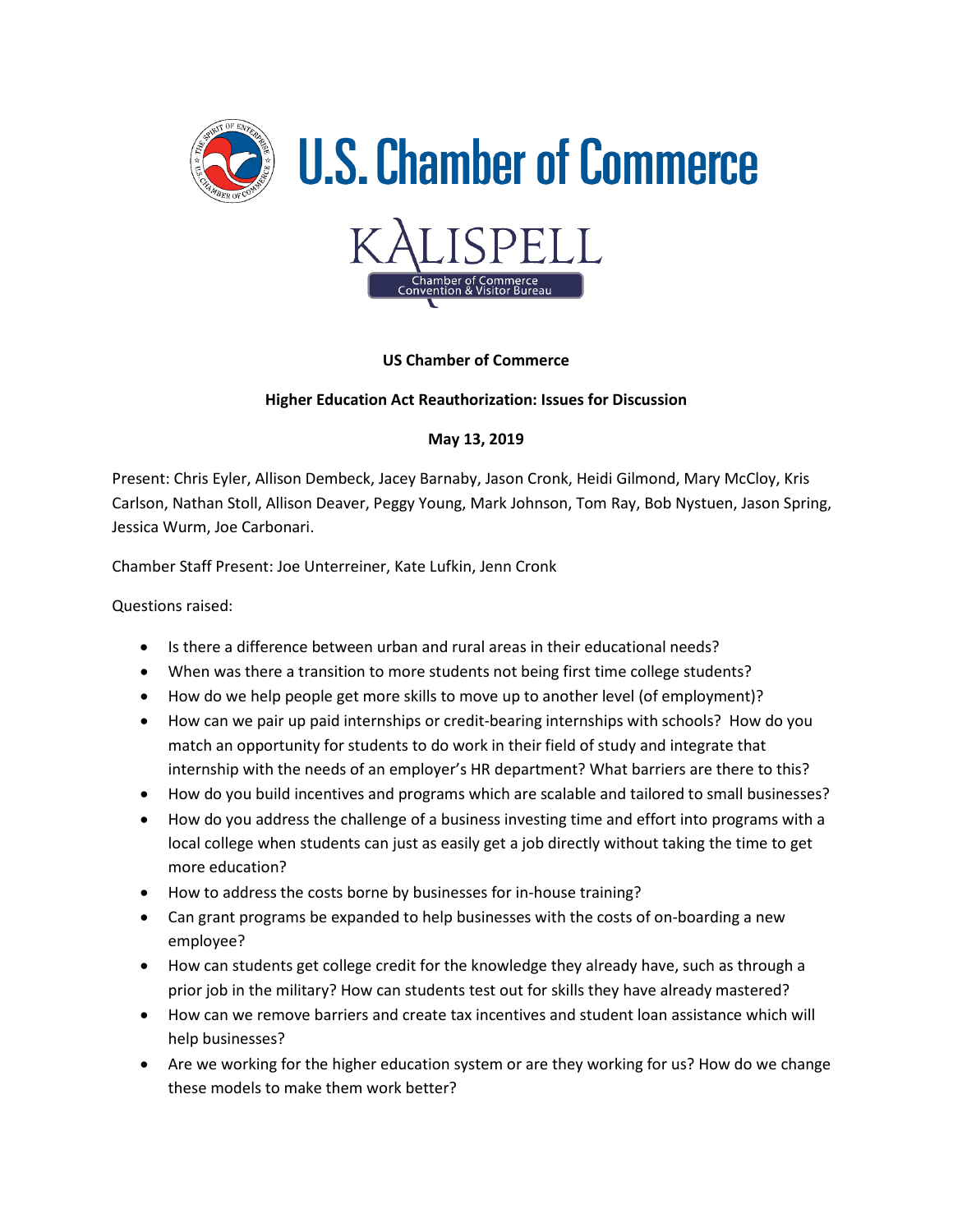U.S. Chamber of Commerce

KALISPELL
Chamber of Commerce
Convention & Visitor Bureau

**US Chamber of Commerce**

**Higher Education Act Reauthorization: Issues for Discussion**

**May 13, 2019**

Present: Chris Eyler, Allison Dembeck, Jacey Barnaby, Jason Cronk, Heidi Gilmond, Mary McCloy, Kris Carlson, Nathan Stoll, Allison Deaver, Peggy Young, Mark Johnson, Tom Ray, Bob Nystuen, Jason Spring, Jessica Wurm, Joe Carbonari.

Chamber Staff Present: Joe Unterreiner, Kate Lufkin, Jenn Cronk

Questions raised:

- Is there a difference between urban and rural areas in their educational needs?
- When was there a transition to more students not being first time college students?
- How do we help people get more skills to move up to another level (of employment)?
- How can we pair up paid internships or credit-bearing internships with schools? How do you match an opportunity for students to do work in their field of study and integrate that internship with the needs of an employer's HR department? What barriers are there to this?
- How do you build incentives and programs which are scalable and tailored to small businesses?
- How do you address the challenge of a business investing time and effort into programs with a local college when students can just as easily get a job directly without taking the time to get more education?
- How to address the costs borne by businesses for in-house training?
- Can grant programs be expanded to help businesses with the costs of on-boarding a new employee?
- How can students get college credit for the knowledge they already have, such as through a prior job in the military? How can students test out for skills they have already mastered?
- How can we remove barriers and create tax incentives and student loan assistance which will help businesses?
- Are we working for the higher education system or are they working for us? How do we change these models to make them work better?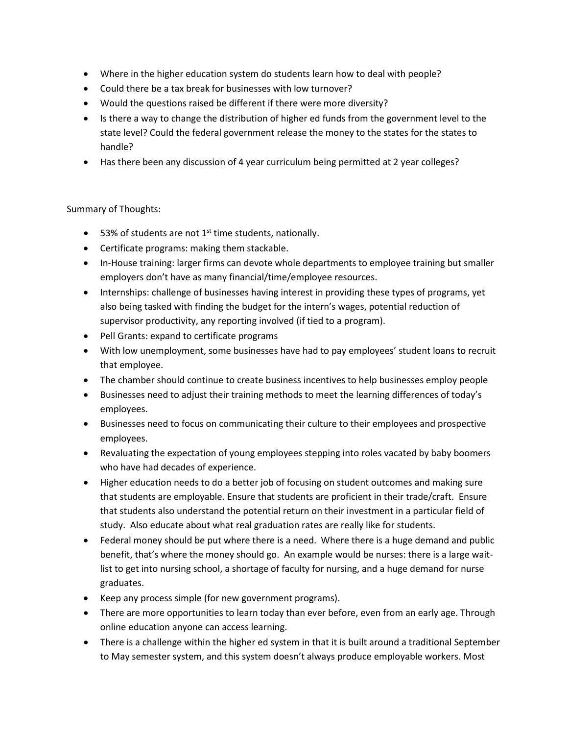- Where in the higher education system do students learn how to deal with people?
- Could there be a tax break for businesses with low turnover?
- Would the questions raised be different if there were more diversity?
- Is there a way to change the distribution of higher ed funds from the government level to the state level? Could the federal government release the money to the states for the states to handle?
- Has there been any discussion of 4 year curriculum being permitted at 2 year colleges?

Summary of Thoughts:

- 53% of students are not 1st time students, nationally.
- Certificate programs: making them stackable.
- In-House training: larger firms can devote whole departments to employee training but smaller employers don't have as many financial/time/employee resources.
- Internships: challenge of businesses having interest in providing these types of programs, yet also being tasked with finding the budget for the intern's wages, potential reduction of supervisor productivity, any reporting involved (if tied to a program).
- Pell Grants: expand to certificate programs
- With low unemployment, some businesses have had to pay employees' student loans to recruit that employee.
- The chamber should continue to create business incentives to help businesses employ people
- Businesses need to adjust their training methods to meet the learning differences of today's employees.
- Businesses need to focus on communicating their culture to their employees and prospective employees.
- Revaluating the expectation of young employees stepping into roles vacated by baby boomers who have had decades of experience.
- Higher education needs to do a better job of focusing on student outcomes and making sure that students are employable. Ensure that students are proficient in their trade/craft. Ensure that students also understand the potential return on their investment in a particular field of study. Also educate about what real graduation rates are really like for students.
- Federal money should be put where there is a need. Where there is a huge demand and public benefit, that's where the money should go. An example would be nurses: there is a large wait-list to get into nursing school, a shortage of faculty for nursing, and a huge demand for nurse graduates.
- Keep any process simple (for new government programs).
- There are more opportunities to learn today than ever before, even from an early age. Through online education anyone can access learning.
- There is a challenge within the higher ed system in that it is built around a traditional September to May semester system, and this system doesn't always produce employable workers. Most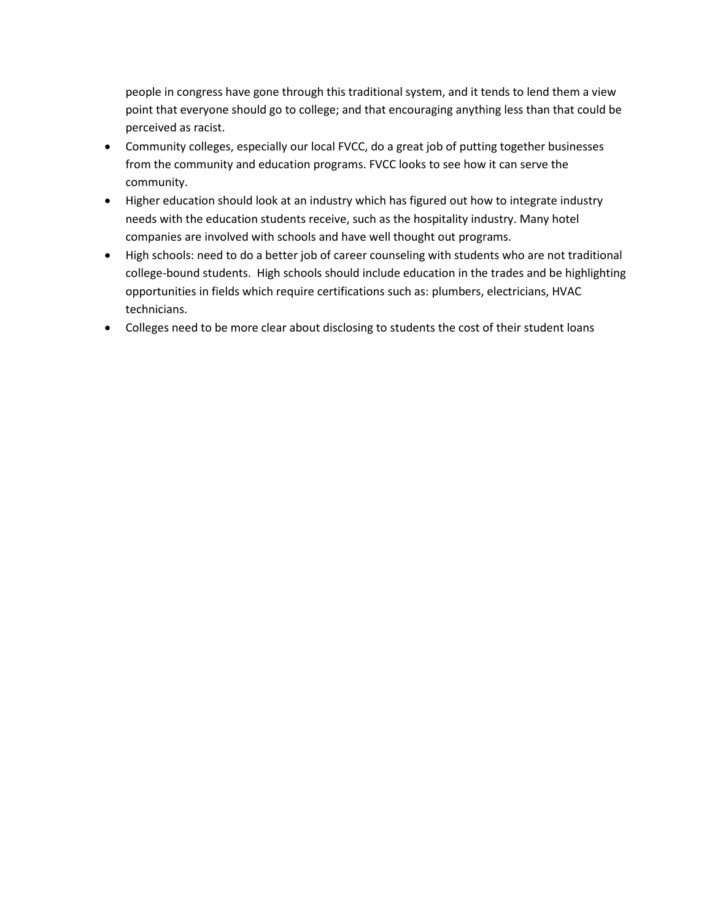people in congress have gone through this traditional system, and it tends to lend them a view point that everyone should go to college; and that encouraging anything less than that could be perceived as racist.

- Community colleges, especially our local FVCC, do a great job of putting together businesses from the community and education programs. FVCC looks to see how it can serve the community.
- Higher education should look at an industry which has figured out how to integrate industry needs with the education students receive, such as the hospitality industry. Many hotel companies are involved with schools and have well thought out programs.
- High schools: need to do a better job of career counseling with students who are not traditional college-bound students. High schools should include education in the trades and be highlighting opportunities in fields which require certifications such as: plumbers, electricians, HVAC technicians.
- Colleges need to be more clear about disclosing to students the cost of their student loans